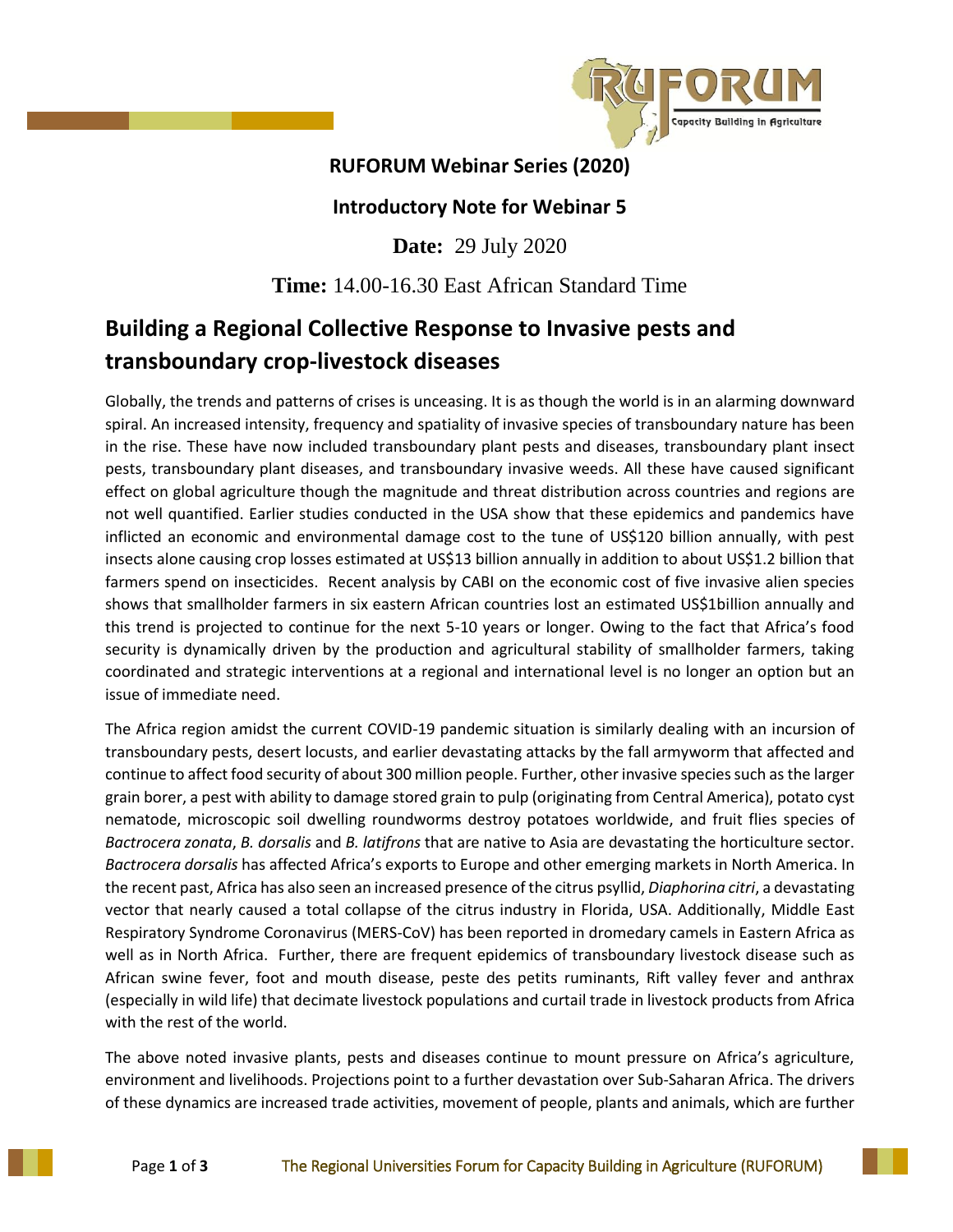**RUFORUM Webinar Series (2020)**

**Introductory Note for Webinar 5**

**Date:** 29 July 2020

**Time:** 14.00-16.30 East African Standard Time

# Building a Regional Collective Response to Invasive pests and transboundary crop-livestock diseases

Globally, the trends and patterns of crises is unceasing. It is as though the world is in an alarming downward spiral. An increased intensity, frequency and spatiality of invasive species of transboundary nature has been in the rise. These have now included transboundary plant pests and diseases, transboundary plant insect pests, transboundary plant diseases, and transboundary invasive weeds. All these have caused significant effect on global agriculture though the magnitude and threat distribution across countries and regions are not well quantified. Earlier studies conducted in the USA show that these epidemics and pandemics have inflicted an economic and environmental damage cost to the tune of US$120 billion annually, with pest insects alone causing crop losses estimated at US$13 billion annually in addition to about US$1.2 billion that farmers spend on insecticides. Recent analysis by CABI on the economic cost of five invasive alien species shows that smallholder farmers in six eastern African countries lost an estimated US$1billion annually and this trend is projected to continue for the next 5-10 years or longer. Owing to the fact that Africa's food security is dynamically driven by the production and agricultural stability of smallholder farmers, taking coordinated and strategic interventions at a regional and international level is no longer an option but an issue of immediate need.

The Africa region amidst the current COVID-19 pandemic situation is similarly dealing with an incursion of transboundary pests, desert locusts, and earlier devastating attacks by the fall armyworm that affected and continue to affect food security of about 300 million people. Further, other invasive species such as the larger grain borer, a pest with ability to damage stored grain to pulp (originating from Central America), potato cyst nematode, microscopic soil dwelling roundworms destroy potatoes worldwide, and fruit flies species of *Bactrocera zonata*, *B. dorsalis* and *B. latifrons* that are native to Asia are devastating the horticulture sector. *Bactrocera dorsalis* has affected Africa's exports to Europe and other emerging markets in North America. In the recent past, Africa has also seen an increased presence of the citrus psyllid, *Diaphorina citri*, a devastating vector that nearly caused a total collapse of the citrus industry in Florida, USA. Additionally, Middle East Respiratory Syndrome Coronavirus (MERS-CoV) has been reported in dromedary camels in Eastern Africa as well as in North Africa. Further, there are frequent epidemics of transboundary livestock disease such as African swine fever, foot and mouth disease, peste des petits ruminants, Rift valley fever and anthrax (especially in wild life) that decimate livestock populations and curtail trade in livestock products from Africa with the rest of the world.

The above noted invasive plants, pests and diseases continue to mount pressure on Africa's agriculture, environment and livelihoods. Projections point to a further devastation over Sub-Saharan Africa. The drivers of these dynamics are increased trade activities, movement of people, plants and animals, which are further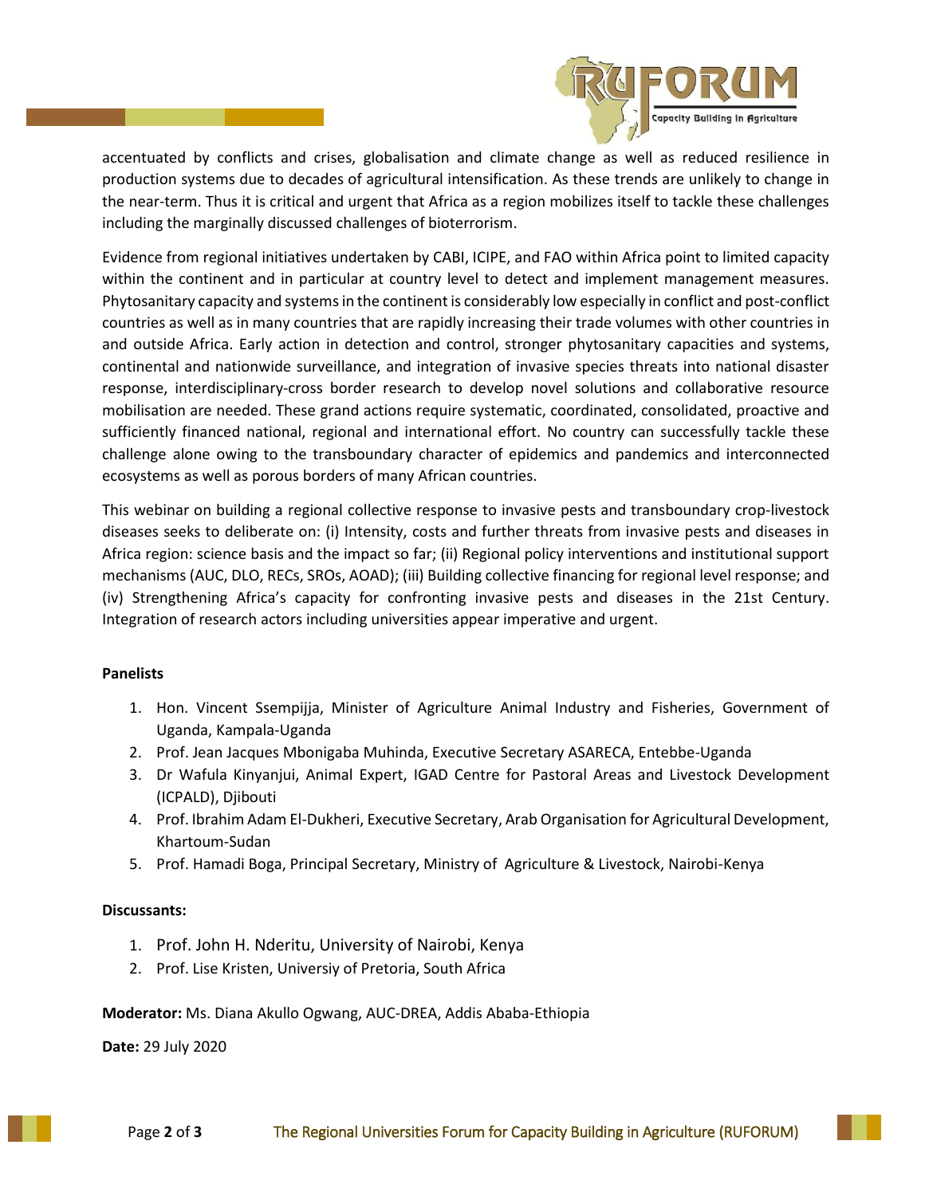accentuated by conflicts and crises, globalisation and climate change as well as reduced resilience in production systems due to decades of agricultural intensification. As these trends are unlikely to change in the near-term. Thus it is critical and urgent that Africa as a region mobilizes itself to tackle these challenges including the marginally discussed challenges of bioterrorism.

Evidence from regional initiatives undertaken by CABI, ICIPE, and FAO within Africa point to limited capacity within the continent and in particular at country level to detect and implement management measures. Phytosanitary capacity and systems in the continent is considerably low especially in conflict and post-conflict countries as well as in many countries that are rapidly increasing their trade volumes with other countries in and outside Africa. Early action in detection and control, stronger phytosanitary capacities and systems, continental and nationwide surveillance, and integration of invasive species threats into national disaster response, interdisciplinary-cross border research to develop novel solutions and collaborative resource mobilisation are needed. These grand actions require systematic, coordinated, consolidated, proactive and sufficiently financed national, regional and international effort. No country can successfully tackle these challenge alone owing to the transboundary character of epidemics and pandemics and interconnected ecosystems as well as porous borders of many African countries.

This webinar on building a regional collective response to invasive pests and transboundary crop-livestock diseases seeks to deliberate on: (i) Intensity, costs and further threats from invasive pests and diseases in Africa region: science basis and the impact so far; (ii) Regional policy interventions and institutional support mechanisms (AUC, DLO, RECs, SROs, AOAD); (iii) Building collective financing for regional level response; and (iv) Strengthening Africa's capacity for confronting invasive pests and diseases in the 21st Century. Integration of research actors including universities appear imperative and urgent.

**Panelists**

1. Hon. Vincent Ssempijja, Minister of Agriculture Animal Industry and Fisheries, Government of Uganda, Kampala-Uganda
2. Prof. Jean Jacques Mbonigaba Muhinda, Executive Secretary ASARECA, Entebbe-Uganda
3. Dr Wafula Kinyanjui, Animal Expert, IGAD Centre for Pastoral Areas and Livestock Development (ICPALD), Djibouti
4. Prof. Ibrahim Adam El-Dukheri, Executive Secretary, Arab Organisation for Agricultural Development, Khartoum-Sudan
5. Prof. Hamadi Boga, Principal Secretary, Ministry of Agriculture & Livestock, Nairobi-Kenya

**Discussants:**

1. Prof. John H. Nderitu, University of Nairobi, Kenya
2. Prof. Lise Kristen, Universiy of Pretoria, South Africa

**Moderator:** Ms. Diana Akullo Ogwang, AUC-DREA, Addis Ababa-Ethiopia

**Date:** 29 July 2020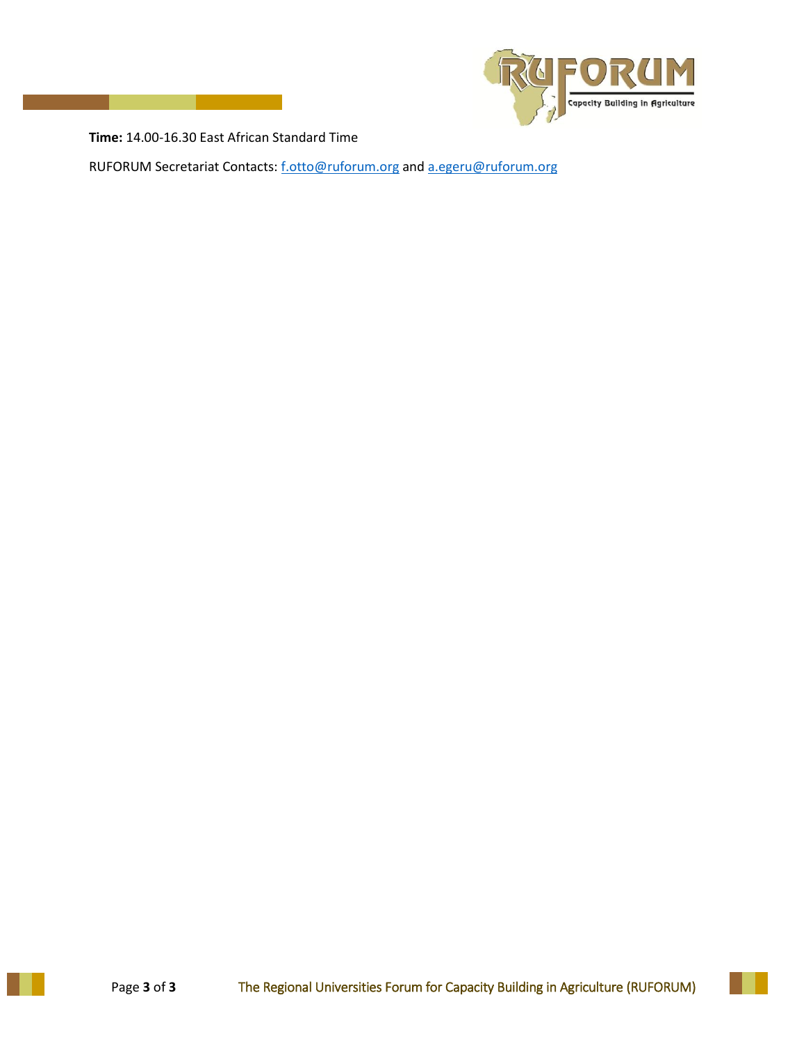**Time:** 14.00-16.30 East African Standard Time

RUFORUM Secretariat Contacts: f.otto@ruforum.org and a.egeru@ruforum.org